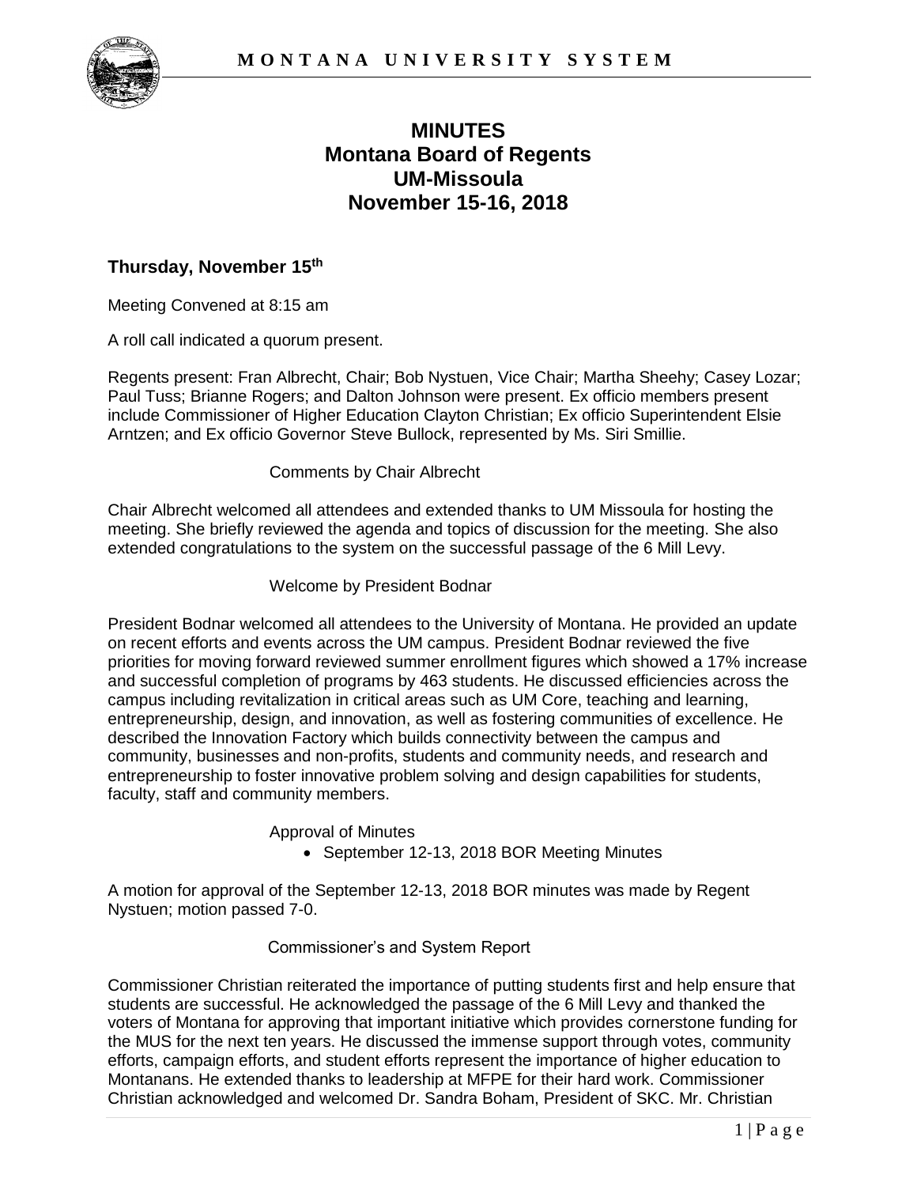# MINUTES
# Montana Board of Regents
# UM-Missoula
# November 15-16, 2018

## Thursday, November 15th

Meeting Convened at 8:15 am

A roll call indicated a quorum present.

Regents present: Fran Albrecht, Chair; Bob Nystuen, Vice Chair; Martha Sheehy; Casey Lozar; Paul Tuss; Brianne Rogers; and Dalton Johnson were present. Ex officio members present include Commissioner of Higher Education Clayton Christian; Ex officio Superintendent Elsie Arntzen; and Ex officio Governor Steve Bullock, represented by Ms. Siri Smillie.

### Comments by Chair Albrecht

Chair Albrecht welcomed all attendees and extended thanks to UM Missoula for hosting the meeting. She briefly reviewed the agenda and topics of discussion for the meeting. She also extended congratulations to the system on the successful passage of the 6 Mill Levy.

### Welcome by President Bodnar

President Bodnar welcomed all attendees to the University of Montana. He provided an update on recent efforts and events across the UM campus. President Bodnar reviewed the five priorities for moving forward reviewed summer enrollment figures which showed a 17% increase and successful completion of programs by 463 students. He discussed efficiencies across the campus including revitalization in critical areas such as UM Core, teaching and learning, entrepreneurship, design, and innovation, as well as fostering communities of excellence. He described the Innovation Factory which builds connectivity between the campus and community, businesses and non-profits, students and community needs, and research and entrepreneurship to foster innovative problem solving and design capabilities for students, faculty, staff and community members.

### Approval of Minutes

- September 12-13, 2018 BOR Meeting Minutes

A motion for approval of the September 12-13, 2018 BOR minutes was made by Regent Nystuen; motion passed 7-0.

### Commissioner's and System Report

Commissioner Christian reiterated the importance of putting students first and help ensure that students are successful. He acknowledged the passage of the 6 Mill Levy and thanked the voters of Montana for approving that important initiative which provides cornerstone funding for the MUS for the next ten years. He discussed the immense support through votes, community efforts, campaign efforts, and student efforts represent the importance of higher education to Montanans. He extended thanks to leadership at MFPE for their hard work. Commissioner Christian acknowledged and welcomed Dr. Sandra Boham, President of SKC. Mr. Christian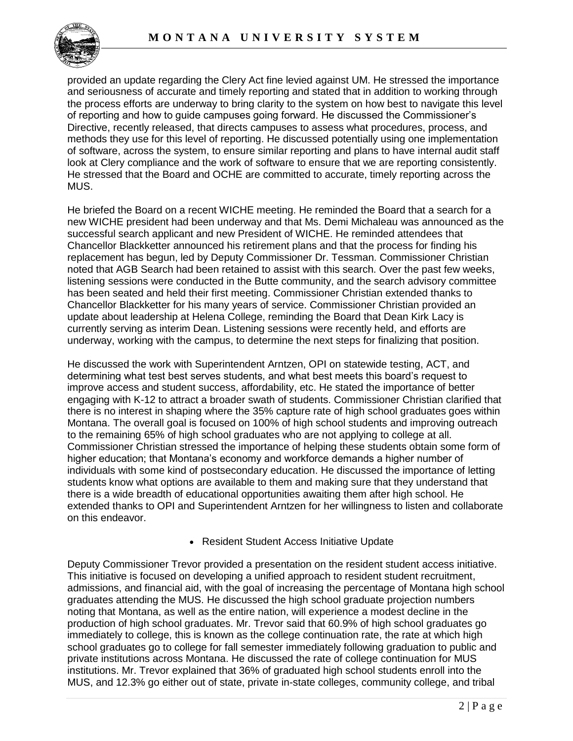provided an update regarding the Clery Act fine levied against UM. He stressed the importance and seriousness of accurate and timely reporting and stated that in addition to working through the process efforts are underway to bring clarity to the system on how best to navigate this level of reporting and how to guide campuses going forward. He discussed the Commissioner's Directive, recently released, that directs campuses to assess what procedures, process, and methods they use for this level of reporting. He discussed potentially using one implementation of software, across the system, to ensure similar reporting and plans to have internal audit staff look at Clery compliance and the work of software to ensure that we are reporting consistently. He stressed that the Board and OCHE are committed to accurate, timely reporting across the MUS.

He briefed the Board on a recent WICHE meeting. He reminded the Board that a search for a new WICHE president had been underway and that Ms. Demi Michaleau was announced as the successful search applicant and new President of WICHE. He reminded attendees that Chancellor Blackketter announced his retirement plans and that the process for finding his replacement has begun, led by Deputy Commissioner Dr. Tessman. Commissioner Christian noted that AGB Search had been retained to assist with this search. Over the past few weeks, listening sessions were conducted in the Butte community, and the search advisory committee has been seated and held their first meeting. Commissioner Christian extended thanks to Chancellor Blackketter for his many years of service. Commissioner Christian provided an update about leadership at Helena College, reminding the Board that Dean Kirk Lacy is currently serving as interim Dean. Listening sessions were recently held, and efforts are underway, working with the campus, to determine the next steps for finalizing that position.

He discussed the work with Superintendent Arntzen, OPI on statewide testing, ACT, and determining what test best serves students, and what best meets this board's request to improve access and student success, affordability, etc. He stated the importance of better engaging with K-12 to attract a broader swath of students. Commissioner Christian clarified that there is no interest in shaping where the 35% capture rate of high school graduates goes within Montana. The overall goal is focused on 100% of high school students and improving outreach to the remaining 65% of high school graduates who are not applying to college at all. Commissioner Christian stressed the importance of helping these students obtain some form of higher education; that Montana's economy and workforce demands a higher number of individuals with some kind of postsecondary education. He discussed the importance of letting students know what options are available to them and making sure that they understand that there is a wide breadth of educational opportunities awaiting them after high school. He extended thanks to OPI and Superintendent Arntzen for her willingness to listen and collaborate on this endeavor.

- Resident Student Access Initiative Update

Deputy Commissioner Trevor provided a presentation on the resident student access initiative. This initiative is focused on developing a unified approach to resident student recruitment, admissions, and financial aid, with the goal of increasing the percentage of Montana high school graduates attending the MUS. He discussed the high school graduate projection numbers noting that Montana, as well as the entire nation, will experience a modest decline in the production of high school graduates. Mr. Trevor said that 60.9% of high school graduates go immediately to college, this is known as the college continuation rate, the rate at which high school graduates go to college for fall semester immediately following graduation to public and private institutions across Montana. He discussed the rate of college continuation for MUS institutions. Mr. Trevor explained that 36% of graduated high school students enroll into the MUS, and 12.3% go either out of state, private in-state colleges, community college, and tribal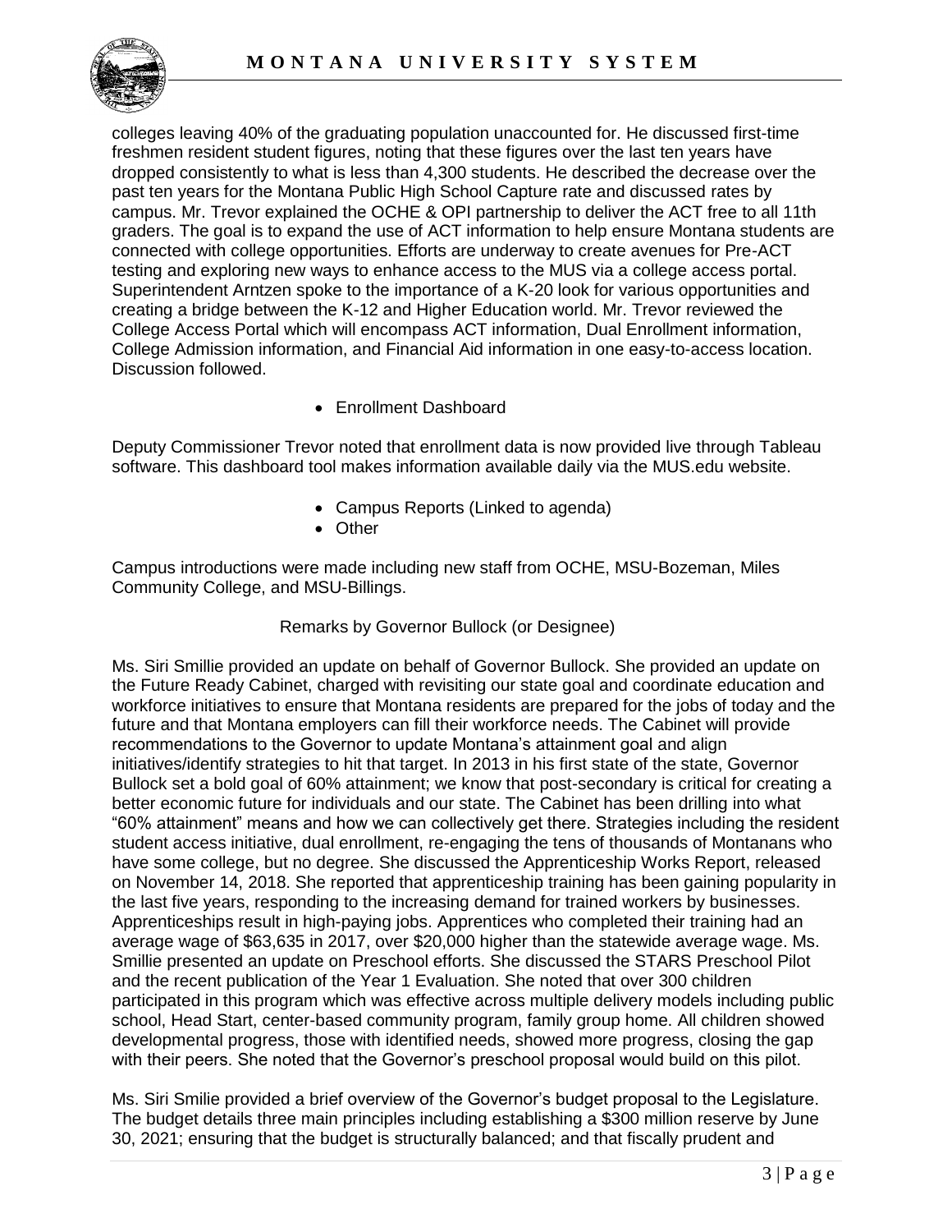colleges leaving 40% of the graduating population unaccounted for. He discussed first-time freshmen resident student figures, noting that these figures over the last ten years have dropped consistently to what is less than 4,300 students. He described the decrease over the past ten years for the Montana Public High School Capture rate and discussed rates by campus. Mr. Trevor explained the OCHE & OPI partnership to deliver the ACT free to all 11th graders. The goal is to expand the use of ACT information to help ensure Montana students are connected with college opportunities. Efforts are underway to create avenues for Pre-ACT testing and exploring new ways to enhance access to the MUS via a college access portal. Superintendent Arntzen spoke to the importance of a K-20 look for various opportunities and creating a bridge between the K-12 and Higher Education world. Mr. Trevor reviewed the College Access Portal which will encompass ACT information, Dual Enrollment information, College Admission information, and Financial Aid information in one easy-to-access location. Discussion followed.

- Enrollment Dashboard

Deputy Commissioner Trevor noted that enrollment data is now provided live through Tableau software. This dashboard tool makes information available daily via the MUS.edu website.

- Campus Reports (Linked to agenda)
- Other

Campus introductions were made including new staff from OCHE, MSU-Bozeman, Miles Community College, and MSU-Billings.

Remarks by Governor Bullock (or Designee)

Ms. Siri Smillie provided an update on behalf of Governor Bullock. She provided an update on the Future Ready Cabinet, charged with revisiting our state goal and coordinate education and workforce initiatives to ensure that Montana residents are prepared for the jobs of today and the future and that Montana employers can fill their workforce needs. The Cabinet will provide recommendations to the Governor to update Montana's attainment goal and align initiatives/identify strategies to hit that target. In 2013 in his first state of the state, Governor Bullock set a bold goal of 60% attainment; we know that post-secondary is critical for creating a better economic future for individuals and our state. The Cabinet has been drilling into what "60% attainment" means and how we can collectively get there. Strategies including the resident student access initiative, dual enrollment, re-engaging the tens of thousands of Montanans who have some college, but no degree. She discussed the Apprenticeship Works Report, released on November 14, 2018. She reported that apprenticeship training has been gaining popularity in the last five years, responding to the increasing demand for trained workers by businesses. Apprenticeships result in high-paying jobs. Apprentices who completed their training had an average wage of $63,635 in 2017, over $20,000 higher than the statewide average wage. Ms. Smillie presented an update on Preschool efforts. She discussed the STARS Preschool Pilot and the recent publication of the Year 1 Evaluation. She noted that over 300 children participated in this program which was effective across multiple delivery models including public school, Head Start, center-based community program, family group home. All children showed developmental progress, those with identified needs, showed more progress, closing the gap with their peers. She noted that the Governor's preschool proposal would build on this pilot.

Ms. Siri Smilie provided a brief overview of the Governor's budget proposal to the Legislature. The budget details three main principles including establishing a $300 million reserve by June 30, 2021; ensuring that the budget is structurally balanced; and that fiscally prudent and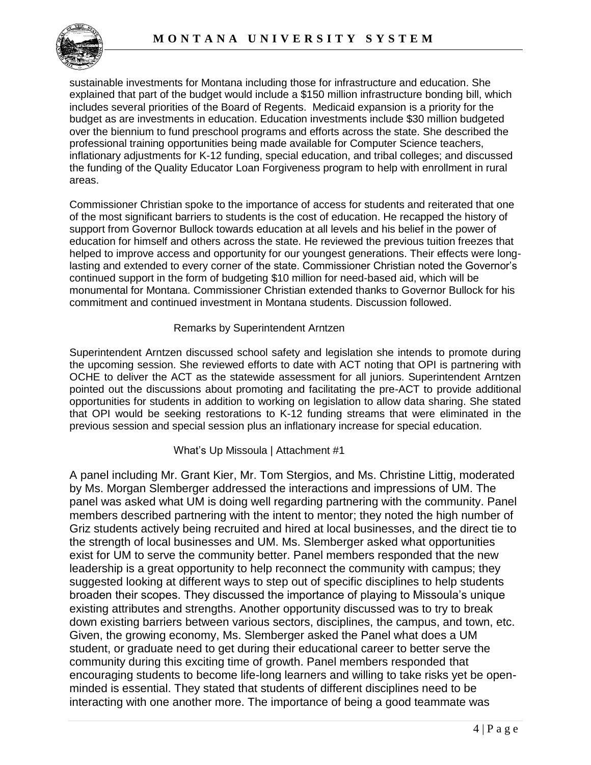sustainable investments for Montana including those for infrastructure and education. She explained that part of the budget would include a $150 million infrastructure bonding bill, which includes several priorities of the Board of Regents. Medicaid expansion is a priority for the budget as are investments in education. Education investments include $30 million budgeted over the biennium to fund preschool programs and efforts across the state. She described the professional training opportunities being made available for Computer Science teachers, inflationary adjustments for K-12 funding, special education, and tribal colleges; and discussed the funding of the Quality Educator Loan Forgiveness program to help with enrollment in rural areas.

Commissioner Christian spoke to the importance of access for students and reiterated that one of the most significant barriers to students is the cost of education. He recapped the history of support from Governor Bullock towards education at all levels and his belief in the power of education for himself and others across the state. He reviewed the previous tuition freezes that helped to improve access and opportunity for our youngest generations. Their effects were long-lasting and extended to every corner of the state. Commissioner Christian noted the Governor's continued support in the form of budgeting $10 million for need-based aid, which will be monumental for Montana. Commissioner Christian extended thanks to Governor Bullock for his commitment and continued investment in Montana students. Discussion followed.

### Remarks by Superintendent Arntzen

Superintendent Arntzen discussed school safety and legislation she intends to promote during the upcoming session. She reviewed efforts to date with ACT noting that OPI is partnering with OCHE to deliver the ACT as the statewide assessment for all juniors. Superintendent Arntzen pointed out the discussions about promoting and facilitating the pre-ACT to provide additional opportunities for students in addition to working on legislation to allow data sharing. She stated that OPI would be seeking restorations to K-12 funding streams that were eliminated in the previous session and special session plus an inflationary increase for special education.

### What's Up Missoula | Attachment #1

A panel including Mr. Grant Kier, Mr. Tom Stergios, and Ms. Christine Littig, moderated by Ms. Morgan Slemberger addressed the interactions and impressions of UM. The panel was asked what UM is doing well regarding partnering with the community. Panel members described partnering with the intent to mentor; they noted the high number of Griz students actively being recruited and hired at local businesses, and the direct tie to the strength of local businesses and UM. Ms. Slemberger asked what opportunities exist for UM to serve the community better. Panel members responded that the new leadership is a great opportunity to help reconnect the community with campus; they suggested looking at different ways to step out of specific disciplines to help students broaden their scopes. They discussed the importance of playing to Missoula's unique existing attributes and strengths. Another opportunity discussed was to try to break down existing barriers between various sectors, disciplines, the campus, and town, etc. Given, the growing economy, Ms. Slemberger asked the Panel what does a UM student, or graduate need to get during their educational career to better serve the community during this exciting time of growth. Panel members responded that encouraging students to become life-long learners and willing to take risks yet be open-minded is essential. They stated that students of different disciplines need to be interacting with one another more. The importance of being a good teammate was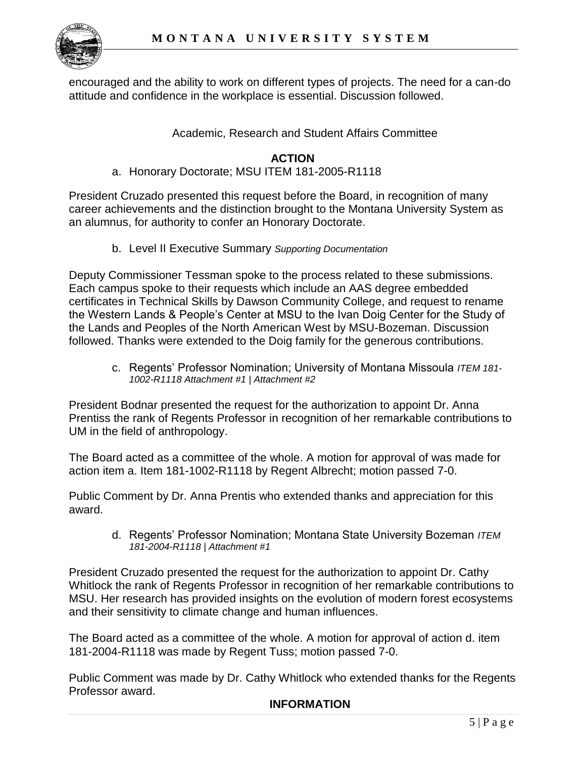encouraged and the ability to work on different types of projects. The need for a can-do attitude and confidence in the workplace is essential. Discussion followed.

Academic, Research and Student Affairs Committee

**ACTION**

a. Honorary Doctorate; MSU ITEM 181-2005-R1118

President Cruzado presented this request before the Board, in recognition of many career achievements and the distinction brought to the Montana University System as an alumnus, for authority to confer an Honorary Doctorate.

b. Level II Executive Summary *Supporting Documentation*

Deputy Commissioner Tessman spoke to the process related to these submissions. Each campus spoke to their requests which include an AAS degree embedded certificates in Technical Skills by Dawson Community College, and request to rename the Western Lands & People's Center at MSU to the Ivan Doig Center for the Study of the Lands and Peoples of the North American West by MSU-Bozeman. Discussion followed. Thanks were extended to the Doig family for the generous contributions.

c. Regents' Professor Nomination; University of Montana Missoula *ITEM 181-1002-R1118 Attachment #1 | Attachment #2*

President Bodnar presented the request for the authorization to appoint Dr. Anna Prentiss the rank of Regents Professor in recognition of her remarkable contributions to UM in the field of anthropology.

The Board acted as a committee of the whole. A motion for approval of was made for action item a. Item 181-1002-R1118 by Regent Albrecht; motion passed 7-0.

Public Comment by Dr. Anna Prentis who extended thanks and appreciation for this award.

d. Regents' Professor Nomination; Montana State University Bozeman *ITEM 181-2004-R1118 | Attachment #1*

President Cruzado presented the request for the authorization to appoint Dr. Cathy Whitlock the rank of Regents Professor in recognition of her remarkable contributions to MSU. Her research has provided insights on the evolution of modern forest ecosystems and their sensitivity to climate change and human influences.

The Board acted as a committee of the whole. A motion for approval of action d. item 181-2004-R1118 was made by Regent Tuss; motion passed 7-0.

Public Comment was made by Dr. Cathy Whitlock who extended thanks for the Regents Professor award.

**INFORMATION**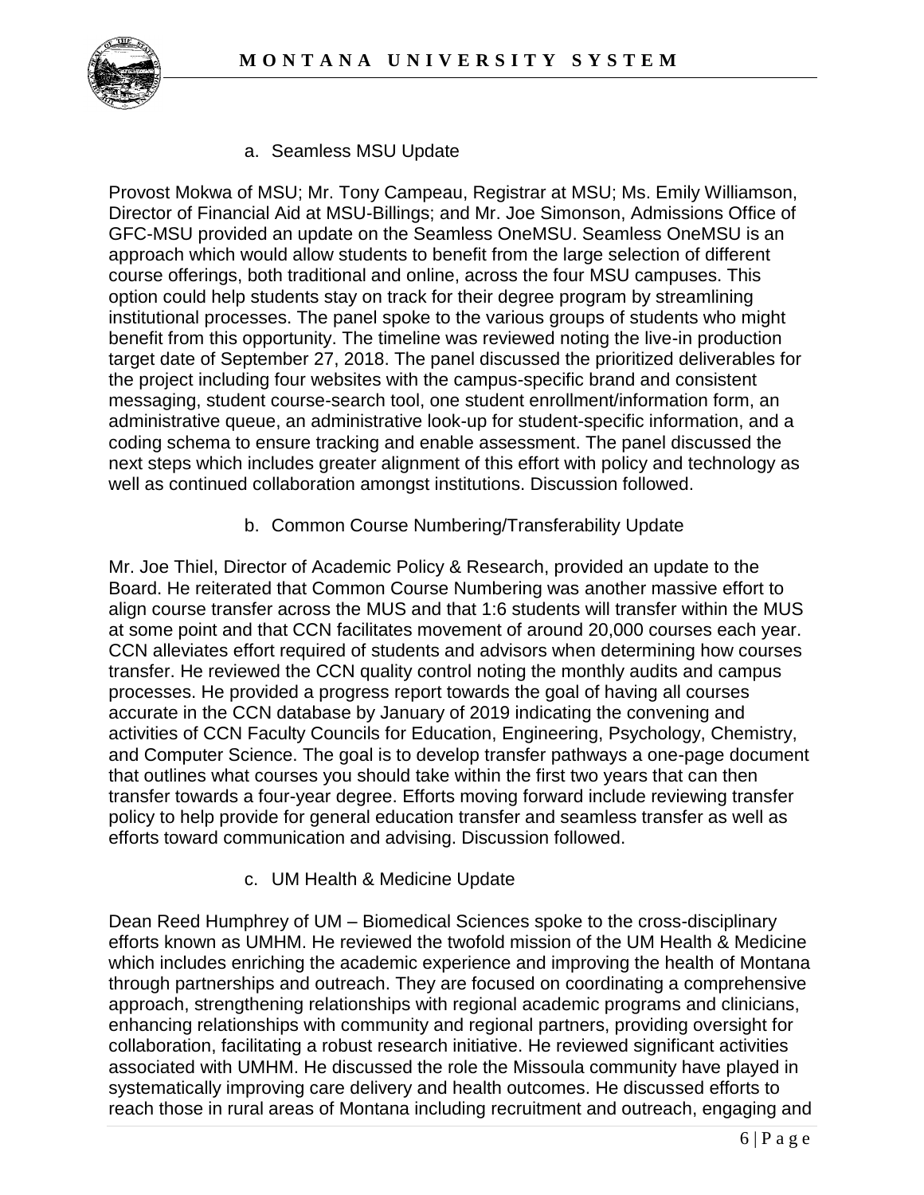a. Seamless MSU Update

Provost Mokwa of MSU; Mr. Tony Campeau, Registrar at MSU; Ms. Emily Williamson, Director of Financial Aid at MSU-Billings; and Mr. Joe Simonson, Admissions Office of GFC-MSU provided an update on the Seamless OneMSU. Seamless OneMSU is an approach which would allow students to benefit from the large selection of different course offerings, both traditional and online, across the four MSU campuses. This option could help students stay on track for their degree program by streamlining institutional processes. The panel spoke to the various groups of students who might benefit from this opportunity. The timeline was reviewed noting the live-in production target date of September 27, 2018. The panel discussed the prioritized deliverables for the project including four websites with the campus-specific brand and consistent messaging, student course-search tool, one student enrollment/information form, an administrative queue, an administrative look-up for student-specific information, and a coding schema to ensure tracking and enable assessment. The panel discussed the next steps which includes greater alignment of this effort with policy and technology as well as continued collaboration amongst institutions. Discussion followed.

b. Common Course Numbering/Transferability Update

Mr. Joe Thiel, Director of Academic Policy & Research, provided an update to the Board. He reiterated that Common Course Numbering was another massive effort to align course transfer across the MUS and that 1:6 students will transfer within the MUS at some point and that CCN facilitates movement of around 20,000 courses each year. CCN alleviates effort required of students and advisors when determining how courses transfer. He reviewed the CCN quality control noting the monthly audits and campus processes. He provided a progress report towards the goal of having all courses accurate in the CCN database by January of 2019 indicating the convening and activities of CCN Faculty Councils for Education, Engineering, Psychology, Chemistry, and Computer Science. The goal is to develop transfer pathways a one-page document that outlines what courses you should take within the first two years that can then transfer towards a four-year degree. Efforts moving forward include reviewing transfer policy to help provide for general education transfer and seamless transfer as well as efforts toward communication and advising. Discussion followed.

c. UM Health & Medicine Update

Dean Reed Humphrey of UM – Biomedical Sciences spoke to the cross-disciplinary efforts known as UMHM. He reviewed the twofold mission of the UM Health & Medicine which includes enriching the academic experience and improving the health of Montana through partnerships and outreach. They are focused on coordinating a comprehensive approach, strengthening relationships with regional academic programs and clinicians, enhancing relationships with community and regional partners, providing oversight for collaboration, facilitating a robust research initiative. He reviewed significant activities associated with UMHM. He discussed the role the Missoula community have played in systematically improving care delivery and health outcomes. He discussed efforts to reach those in rural areas of Montana including recruitment and outreach, engaging and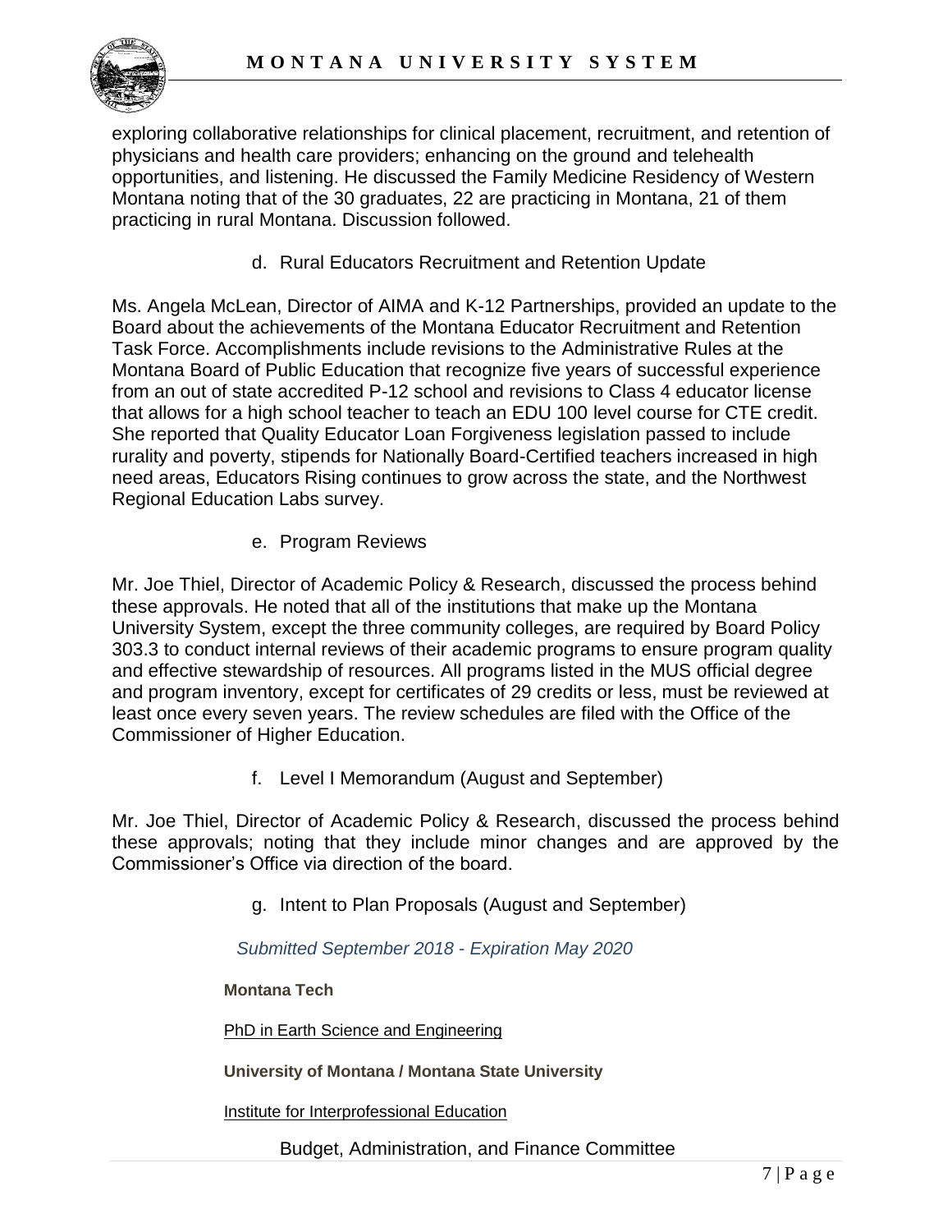exploring collaborative relationships for clinical placement, recruitment, and retention of physicians and health care providers; enhancing on the ground and telehealth opportunities, and listening. He discussed the Family Medicine Residency of Western Montana noting that of the 30 graduates, 22 are practicing in Montana, 21 of them practicing in rural Montana. Discussion followed.

d. Rural Educators Recruitment and Retention Update

Ms. Angela McLean, Director of AIMA and K-12 Partnerships, provided an update to the Board about the achievements of the Montana Educator Recruitment and Retention Task Force. Accomplishments include revisions to the Administrative Rules at the Montana Board of Public Education that recognize five years of successful experience from an out of state accredited P-12 school and revisions to Class 4 educator license that allows for a high school teacher to teach an EDU 100 level course for CTE credit. She reported that Quality Educator Loan Forgiveness legislation passed to include rurality and poverty, stipends for Nationally Board-Certified teachers increased in high need areas, Educators Rising continues to grow across the state, and the Northwest Regional Education Labs survey.

e. Program Reviews

Mr. Joe Thiel, Director of Academic Policy & Research, discussed the process behind these approvals. He noted that all of the institutions that make up the Montana University System, except the three community colleges, are required by Board Policy 303.3 to conduct internal reviews of their academic programs to ensure program quality and effective stewardship of resources. All programs listed in the MUS official degree and program inventory, except for certificates of 29 credits or less, must be reviewed at least once every seven years. The review schedules are filed with the Office of the Commissioner of Higher Education.

f. Level I Memorandum (August and September)

Mr. Joe Thiel, Director of Academic Policy & Research, discussed the process behind these approvals; noting that they include minor changes and are approved by the Commissioner's Office via direction of the board.

g. Intent to Plan Proposals (August and September)

*Submitted September 2018 - Expiration May 2020*

**Montana Tech**

PhD in Earth Science and Engineering

**University of Montana / Montana State University**

Institute for Interprofessional Education

Budget, Administration, and Finance Committee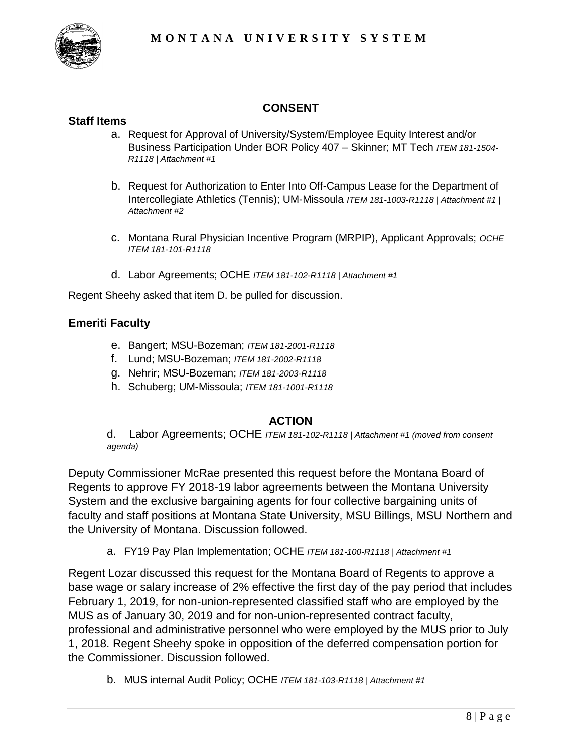## CONSENT

### Staff Items

a. Request for Approval of University/System/Employee Equity Interest and/or Business Participation Under BOR Policy 407 – Skinner; MT Tech *ITEM 181-1504-R1118 | Attachment #1*

b. Request for Authorization to Enter Into Off-Campus Lease for the Department of Intercollegiate Athletics (Tennis); UM-Missoula *ITEM 181-1003-R1118 | Attachment #1 | Attachment #2*

c. Montana Rural Physician Incentive Program (MRPIP), Applicant Approvals; *OCHE ITEM 181-101-R1118*

d. Labor Agreements; OCHE *ITEM 181-102-R1118 | Attachment #1*

Regent Sheehy asked that item D. be pulled for discussion.

### Emeriti Faculty

e. Bangert; MSU-Bozeman; *ITEM 181-2001-R1118*
f. Lund; MSU-Bozeman; *ITEM 181-2002-R1118*
g. Nehrir; MSU-Bozeman; *ITEM 181-2003-R1118*
h. Schuberg; UM-Missoula; *ITEM 181-1001-R1118*

## ACTION

d. Labor Agreements; OCHE *ITEM 181-102-R1118 | Attachment #1 (moved from consent agenda)*

Deputy Commissioner McRae presented this request before the Montana Board of Regents to approve FY 2018-19 labor agreements between the Montana University System and the exclusive bargaining agents for four collective bargaining units of faculty and staff positions at Montana State University, MSU Billings, MSU Northern and the University of Montana. Discussion followed.

a. FY19 Pay Plan Implementation; OCHE *ITEM 181-100-R1118 | Attachment #1*

Regent Lozar discussed this request for the Montana Board of Regents to approve a base wage or salary increase of 2% effective the first day of the pay period that includes February 1, 2019, for non-union-represented classified staff who are employed by the MUS as of January 30, 2019 and for non-union-represented contract faculty, professional and administrative personnel who were employed by the MUS prior to July 1, 2018. Regent Sheehy spoke in opposition of the deferred compensation portion for the Commissioner. Discussion followed.

b. MUS internal Audit Policy; OCHE *ITEM 181-103-R1118 | Attachment #1*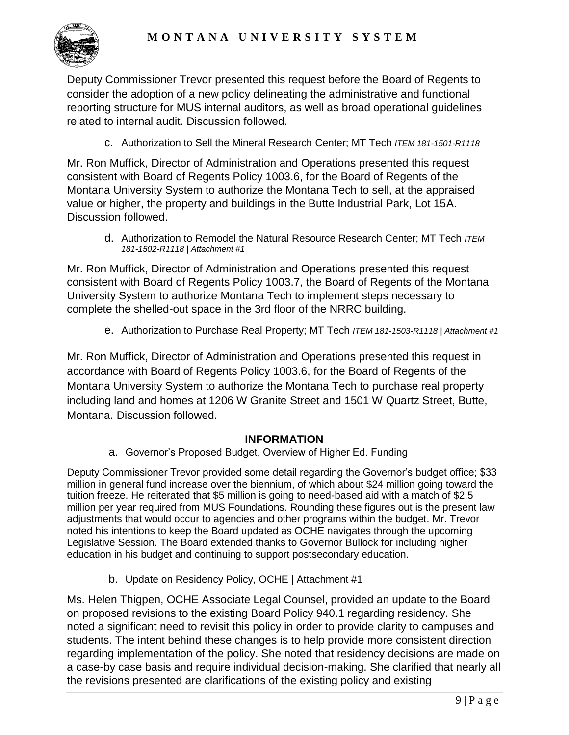Deputy Commissioner Trevor presented this request before the Board of Regents to consider the adoption of a new policy delineating the administrative and functional reporting structure for MUS internal auditors, as well as broad operational guidelines related to internal audit. Discussion followed.

c. Authorization to Sell the Mineral Research Center; MT Tech *ITEM 181-1501-R1118*

Mr. Ron Muffick, Director of Administration and Operations presented this request consistent with Board of Regents Policy 1003.6, for the Board of Regents of the Montana University System to authorize the Montana Tech to sell, at the appraised value or higher, the property and buildings in the Butte Industrial Park, Lot 15A. Discussion followed.

d. Authorization to Remodel the Natural Resource Research Center; MT Tech *ITEM 181-1502-R1118 | Attachment #1*

Mr. Ron Muffick, Director of Administration and Operations presented this request consistent with Board of Regents Policy 1003.7, the Board of Regents of the Montana University System to authorize Montana Tech to implement steps necessary to complete the shelled-out space in the 3rd floor of the NRRC building.

e. Authorization to Purchase Real Property; MT Tech *ITEM 181-1503-R1118 | Attachment #1*

Mr. Ron Muffick, Director of Administration and Operations presented this request in accordance with Board of Regents Policy 1003.6, for the Board of Regents of the Montana University System to authorize the Montana Tech to purchase real property including land and homes at 1206 W Granite Street and 1501 W Quartz Street, Butte, Montana. Discussion followed.

## INFORMATION

a. Governor's Proposed Budget, Overview of Higher Ed. Funding

Deputy Commissioner Trevor provided some detail regarding the Governor's budget office; $33 million in general fund increase over the biennium, of which about $24 million going toward the tuition freeze. He reiterated that $5 million is going to need-based aid with a match of $2.5 million per year required from MUS Foundations. Rounding these figures out is the present law adjustments that would occur to agencies and other programs within the budget. Mr. Trevor noted his intentions to keep the Board updated as OCHE navigates through the upcoming Legislative Session. The Board extended thanks to Governor Bullock for including higher education in his budget and continuing to support postsecondary education.

b. Update on Residency Policy, OCHE | Attachment #1

Ms. Helen Thigpen, OCHE Associate Legal Counsel, provided an update to the Board on proposed revisions to the existing Board Policy 940.1 regarding residency. She noted a significant need to revisit this policy in order to provide clarity to campuses and students. The intent behind these changes is to help provide more consistent direction regarding implementation of the policy. She noted that residency decisions are made on a case-by case basis and require individual decision-making. She clarified that nearly all the revisions presented are clarifications of the existing policy and existing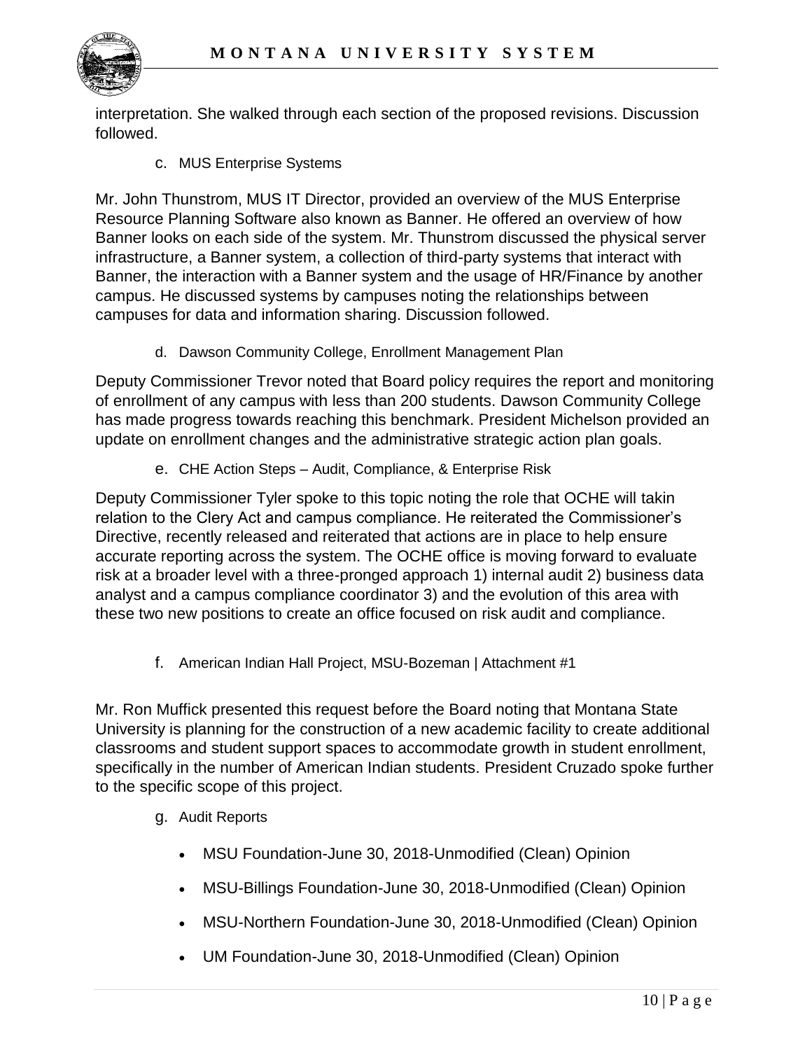interpretation. She walked through each section of the proposed revisions. Discussion followed.

c. MUS Enterprise Systems

Mr. John Thunstrom, MUS IT Director, provided an overview of the MUS Enterprise Resource Planning Software also known as Banner. He offered an overview of how Banner looks on each side of the system. Mr. Thunstrom discussed the physical server infrastructure, a Banner system, a collection of third-party systems that interact with Banner, the interaction with a Banner system and the usage of HR/Finance by another campus. He discussed systems by campuses noting the relationships between campuses for data and information sharing. Discussion followed.

d. Dawson Community College, Enrollment Management Plan

Deputy Commissioner Trevor noted that Board policy requires the report and monitoring of enrollment of any campus with less than 200 students. Dawson Community College has made progress towards reaching this benchmark. President Michelson provided an update on enrollment changes and the administrative strategic action plan goals.

e. CHE Action Steps – Audit, Compliance, & Enterprise Risk

Deputy Commissioner Tyler spoke to this topic noting the role that OCHE will takin relation to the Clery Act and campus compliance. He reiterated the Commissioner's Directive, recently released and reiterated that actions are in place to help ensure accurate reporting across the system. The OCHE office is moving forward to evaluate risk at a broader level with a three-pronged approach 1) internal audit 2) business data analyst and a campus compliance coordinator 3) and the evolution of this area with these two new positions to create an office focused on risk audit and compliance.

f. American Indian Hall Project, MSU-Bozeman | Attachment #1

Mr. Ron Muffick presented this request before the Board noting that Montana State University is planning for the construction of a new academic facility to create additional classrooms and student support spaces to accommodate growth in student enrollment, specifically in the number of American Indian students. President Cruzado spoke further to the specific scope of this project.

g. Audit Reports

- MSU Foundation-June 30, 2018-Unmodified (Clean) Opinion
- MSU-Billings Foundation-June 30, 2018-Unmodified (Clean) Opinion
- MSU-Northern Foundation-June 30, 2018-Unmodified (Clean) Opinion
- UM Foundation-June 30, 2018-Unmodified (Clean) Opinion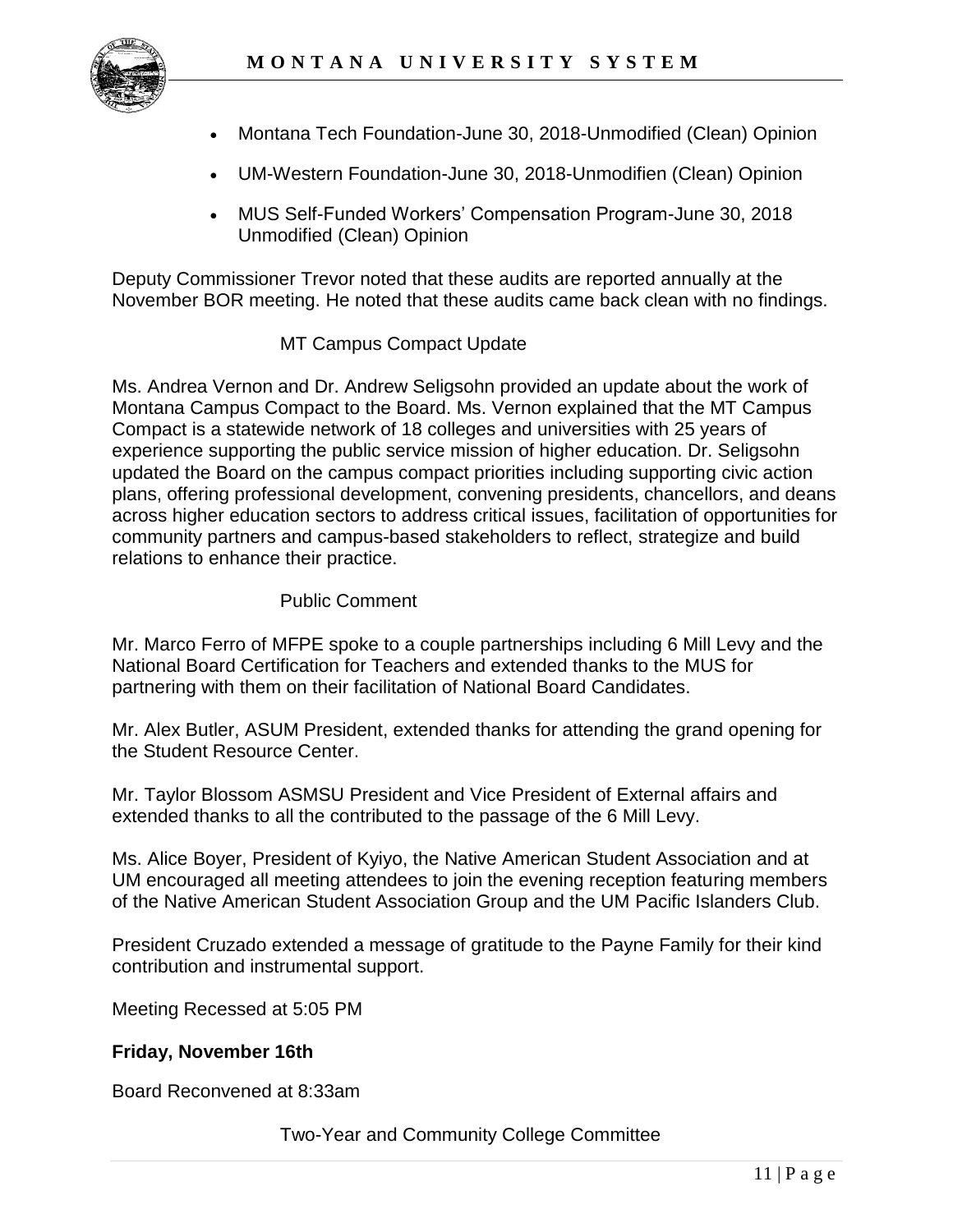- Montana Tech Foundation-June 30, 2018-Unmodified (Clean) Opinion
- UM-Western Foundation-June 30, 2018-Unmodifien (Clean) Opinion
- MUS Self-Funded Workers' Compensation Program-June 30, 2018 Unmodified (Clean) Opinion

Deputy Commissioner Trevor noted that these audits are reported annually at the November BOR meeting. He noted that these audits came back clean with no findings.

MT Campus Compact Update

Ms. Andrea Vernon and Dr. Andrew Seligsohn provided an update about the work of Montana Campus Compact to the Board. Ms. Vernon explained that the MT Campus Compact is a statewide network of 18 colleges and universities with 25 years of experience supporting the public service mission of higher education. Dr. Seligsohn updated the Board on the campus compact priorities including supporting civic action plans, offering professional development, convening presidents, chancellors, and deans across higher education sectors to address critical issues, facilitation of opportunities for community partners and campus-based stakeholders to reflect, strategize and build relations to enhance their practice.

Public Comment

Mr. Marco Ferro of MFPE spoke to a couple partnerships including 6 Mill Levy and the National Board Certification for Teachers and extended thanks to the MUS for partnering with them on their facilitation of National Board Candidates.

Mr. Alex Butler, ASUM President, extended thanks for attending the grand opening for the Student Resource Center.

Mr. Taylor Blossom ASMSU President and Vice President of External affairs and extended thanks to all the contributed to the passage of the 6 Mill Levy.

Ms. Alice Boyer, President of Kyiyo, the Native American Student Association and at UM encouraged all meeting attendees to join the evening reception featuring members of the Native American Student Association Group and the UM Pacific Islanders Club.

President Cruzado extended a message of gratitude to the Payne Family for their kind contribution and instrumental support.

Meeting Recessed at 5:05 PM

**Friday, November 16th**

Board Reconvened at 8:33am

Two-Year and Community College Committee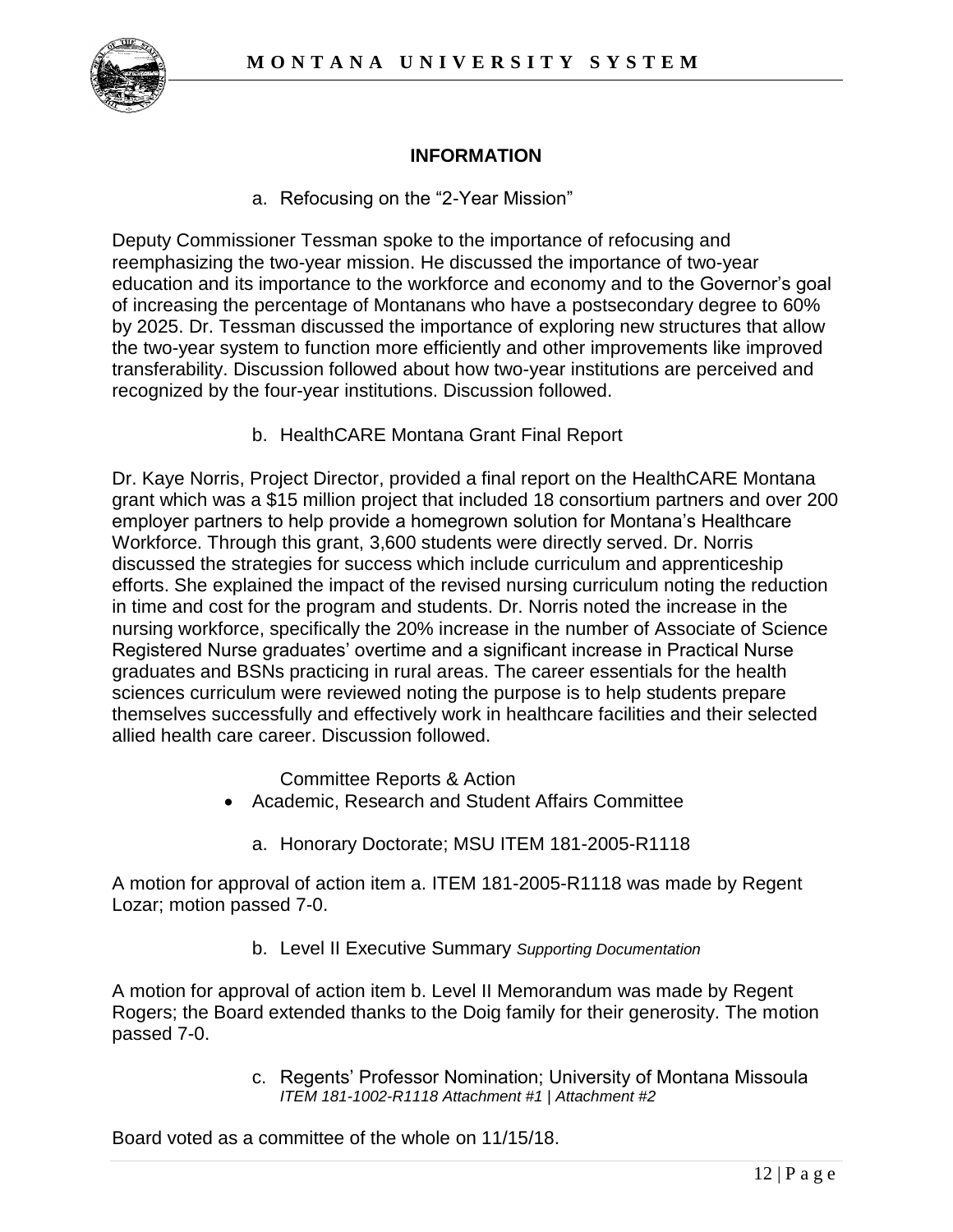## INFORMATION

a. Refocusing on the "2-Year Mission"

Deputy Commissioner Tessman spoke to the importance of refocusing and reemphasizing the two-year mission. He discussed the importance of two-year education and its importance to the workforce and economy and to the Governor's goal of increasing the percentage of Montanans who have a postsecondary degree to 60% by 2025. Dr. Tessman discussed the importance of exploring new structures that allow the two-year system to function more efficiently and other improvements like improved transferability. Discussion followed about how two-year institutions are perceived and recognized by the four-year institutions. Discussion followed.

b. HealthCARE Montana Grant Final Report

Dr. Kaye Norris, Project Director, provided a final report on the HealthCARE Montana grant which was a $15 million project that included 18 consortium partners and over 200 employer partners to help provide a homegrown solution for Montana's Healthcare Workforce. Through this grant, 3,600 students were directly served. Dr. Norris discussed the strategies for success which include curriculum and apprenticeship efforts. She explained the impact of the revised nursing curriculum noting the reduction in time and cost for the program and students. Dr. Norris noted the increase in the nursing workforce, specifically the 20% increase in the number of Associate of Science Registered Nurse graduates' overtime and a significant increase in Practical Nurse graduates and BSNs practicing in rural areas. The career essentials for the health sciences curriculum were reviewed noting the purpose is to help students prepare themselves successfully and effectively work in healthcare facilities and their selected allied health care career. Discussion followed.

Committee Reports & Action

- Academic, Research and Student Affairs Committee

a. Honorary Doctorate; MSU ITEM 181-2005-R1118

A motion for approval of action item a. ITEM 181-2005-R1118 was made by Regent Lozar; motion passed 7-0.

b. Level II Executive Summary *Supporting Documentation*

A motion for approval of action item b. Level II Memorandum was made by Regent Rogers; the Board extended thanks to the Doig family for their generosity. The motion passed 7-0.

c. Regents' Professor Nomination; University of Montana Missoula
*ITEM 181-1002-R1118 Attachment #1 | Attachment #2*

Board voted as a committee of the whole on 11/15/18.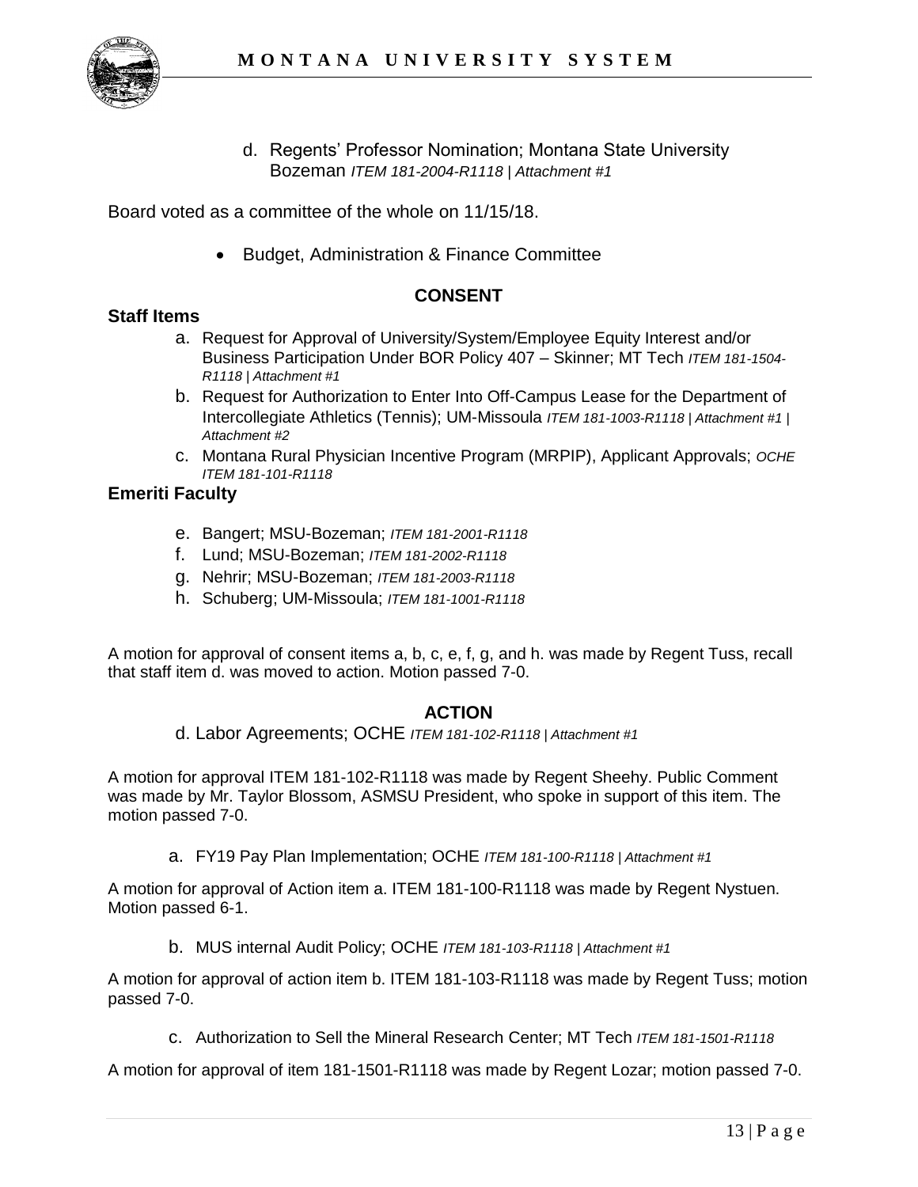d. Regents' Professor Nomination; Montana State University Bozeman *ITEM 181-2004-R1118 | Attachment #1*

Board voted as a committee of the whole on 11/15/18.

- Budget, Administration & Finance Committee

## CONSENT

### Staff Items

a. Request for Approval of University/System/Employee Equity Interest and/or Business Participation Under BOR Policy 407 – Skinner; MT Tech *ITEM 181-1504-R1118 | Attachment #1*

b. Request for Authorization to Enter Into Off-Campus Lease for the Department of Intercollegiate Athletics (Tennis); UM-Missoula *ITEM 181-1003-R1118 | Attachment #1 | Attachment #2*

c. Montana Rural Physician Incentive Program (MRPIP), Applicant Approvals; *OCHE ITEM 181-101-R1118*

### Emeriti Faculty

e. Bangert; MSU-Bozeman; *ITEM 181-2001-R1118*

f. Lund; MSU-Bozeman; *ITEM 181-2002-R1118*

g. Nehrir; MSU-Bozeman; *ITEM 181-2003-R1118*

h. Schuberg; UM-Missoula; *ITEM 181-1001-R1118*

A motion for approval of consent items a, b, c, e, f, g, and h. was made by Regent Tuss, recall that staff item d. was moved to action. Motion passed 7-0.

## ACTION

d. Labor Agreements; OCHE *ITEM 181-102-R1118 | Attachment #1*

A motion for approval ITEM 181-102-R1118 was made by Regent Sheehy. Public Comment was made by Mr. Taylor Blossom, ASMSU President, who spoke in support of this item. The motion passed 7-0.

a. FY19 Pay Plan Implementation; OCHE *ITEM 181-100-R1118 | Attachment #1*

A motion for approval of Action item a. ITEM 181-100-R1118 was made by Regent Nystuen. Motion passed 6-1.

b. MUS internal Audit Policy; OCHE *ITEM 181-103-R1118 | Attachment #1*

A motion for approval of action item b. ITEM 181-103-R1118 was made by Regent Tuss; motion passed 7-0.

c. Authorization to Sell the Mineral Research Center; MT Tech *ITEM 181-1501-R1118*

A motion for approval of item 181-1501-R1118 was made by Regent Lozar; motion passed 7-0.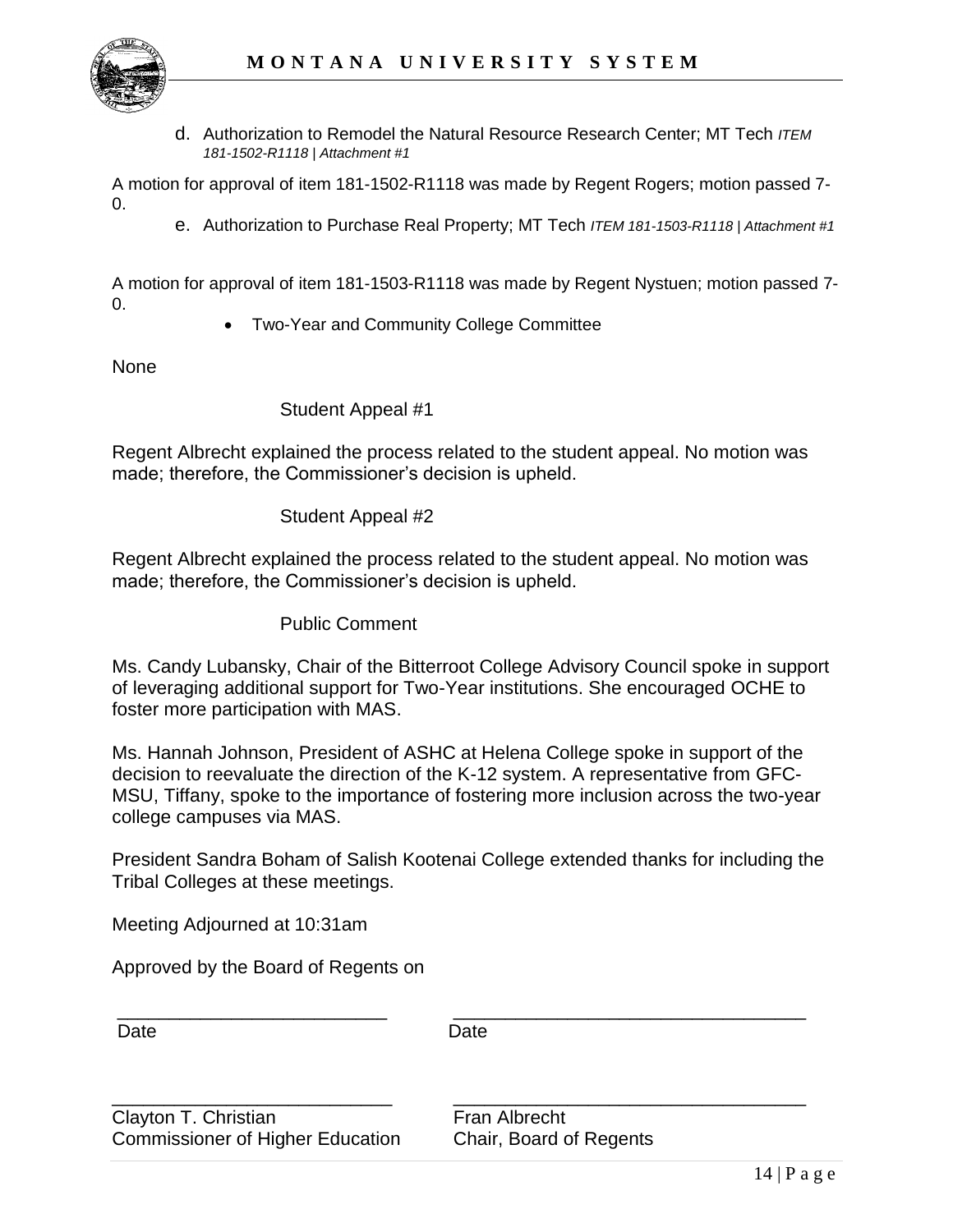d. Authorization to Remodel the Natural Resource Research Center; MT Tech *ITEM 181-1502-R1118 | Attachment #1*

A motion for approval of item 181-1502-R1118 was made by Regent Rogers; motion passed 7-0.

e. Authorization to Purchase Real Property; MT Tech *ITEM 181-1503-R1118 | Attachment #1*

A motion for approval of item 181-1503-R1118 was made by Regent Nystuen; motion passed 7-0.

- Two-Year and Community College Committee

None

Student Appeal #1

Regent Albrecht explained the process related to the student appeal. No motion was made; therefore, the Commissioner's decision is upheld.

Student Appeal #2

Regent Albrecht explained the process related to the student appeal. No motion was made; therefore, the Commissioner's decision is upheld.

Public Comment

Ms. Candy Lubansky, Chair of the Bitterroot College Advisory Council spoke in support of leveraging additional support for Two-Year institutions. She encouraged OCHE to foster more participation with MAS.

Ms. Hannah Johnson, President of ASHC at Helena College spoke in support of the decision to reevaluate the direction of the K-12 system. A representative from GFC-MSU, Tiffany, spoke to the importance of fostering more inclusion across the two-year college campuses via MAS.

President Sandra Boham of Salish Kootenai College extended thanks for including the Tribal Colleges at these meetings.

Meeting Adjourned at 10:31am

Approved by the Board of Regents on

| | |
|---|---|
| ___________________________ | ___________________________ |
| Date | Date |
| ___________________________ | ___________________________ |
| Clayton T. Christian<br>Commissioner of Higher Education | Fran Albrecht<br>Chair, Board of Regents |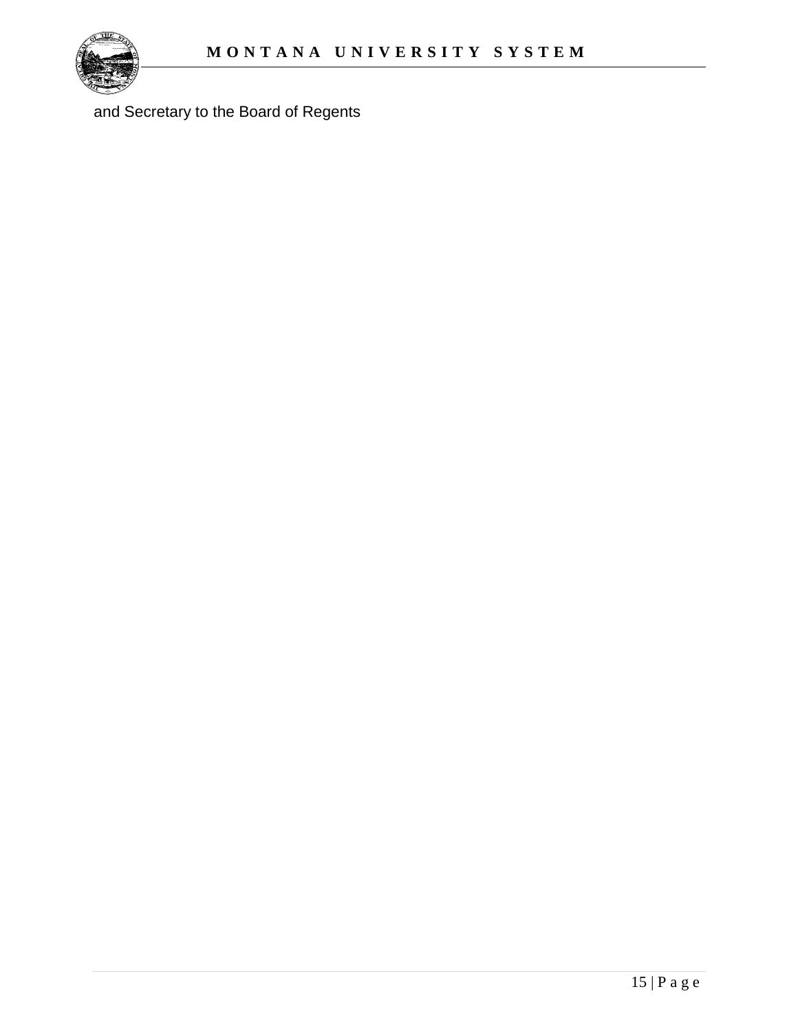and Secretary to the Board of Regents